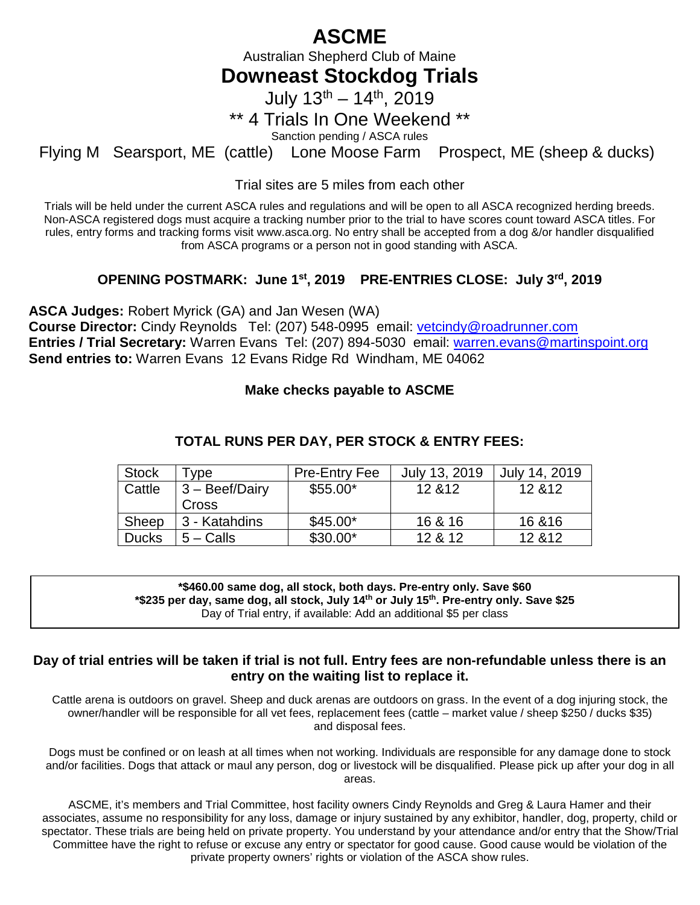# ASCME

Australian Shepherd Club of Maine

# Downeast Stockdog Trials

July 13th – 14th, 2019

** 4 Trials In One Weekend **

Sanction pending / ASCA rules

Flying M Searsport, ME (cattle) Lone Moose Farm Prospect, ME (sheep & ducks)

Trial sites are 5 miles from each other

Trials will be held under the current ASCA rules and regulations and will be open to all ASCA recognized herding breeds. Non-ASCA registered dogs must acquire a tracking number prior to the trial to have scores count toward ASCA titles. For rules, entry forms and tracking forms visit www.asca.org. No entry shall be accepted from a dog &/or handler disqualified from ASCA programs or a person not in good standing with ASCA.

**OPENING POSTMARK: June 1st, 2019 PRE-ENTRIES CLOSE: July 3rd, 2019**

**ASCA Judges:** Robert Myrick (GA) and Jan Wesen (WA)
**Course Director:** Cindy Reynolds Tel: (207) 548-0995 email: vetcindy@roadrunner.com
**Entries / Trial Secretary:** Warren Evans Tel: (207) 894-5030 email: warren.evans@martinspoint.org
**Send entries to:** Warren Evans 12 Evans Ridge Rd Windham, ME 04062

**Make checks payable to ASCME**

**TOTAL RUNS PER DAY, PER STOCK & ENTRY FEES:**

| Stock | Type | Pre-Entry Fee | July 13, 2019 | July 14, 2019 |
|---|---|---|---|---|
| Cattle | 3 – Beef/Dairy Cross | $55.00* | 12 &12 | 12 &12 |
| Sheep | 3 - Katahdins | $45.00* | 16 & 16 | 16 &16 |
| Ducks | 5 – Calls | $30.00* | 12 & 12 | 12 &12 |

**\*$460.00 same dog, all stock, both days. Pre-entry only. Save $60**
**\*$235 per day, same dog, all stock, July 14th or July 15th. Pre-entry only. Save $25**
Day of Trial entry, if available: Add an additional $5 per class

**Day of trial entries will be taken if trial is not full. Entry fees are non-refundable unless there is an entry on the waiting list to replace it.**

Cattle arena is outdoors on gravel. Sheep and duck arenas are outdoors on grass. In the event of a dog injuring stock, the owner/handler will be responsible for all vet fees, replacement fees (cattle – market value / sheep $250 / ducks $35) and disposal fees.

Dogs must be confined or on leash at all times when not working. Individuals are responsible for any damage done to stock and/or facilities. Dogs that attack or maul any person, dog or livestock will be disqualified. Please pick up after your dog in all areas.

ASCME, it's members and Trial Committee, host facility owners Cindy Reynolds and Greg & Laura Hamer and their associates, assume no responsibility for any loss, damage or injury sustained by any exhibitor, handler, dog, property, child or spectator. These trials are being held on private property. You understand by your attendance and/or entry that the Show/Trial Committee have the right to refuse or excuse any entry or spectator for good cause. Good cause would be violation of the private property owners' rights or violation of the ASCA show rules.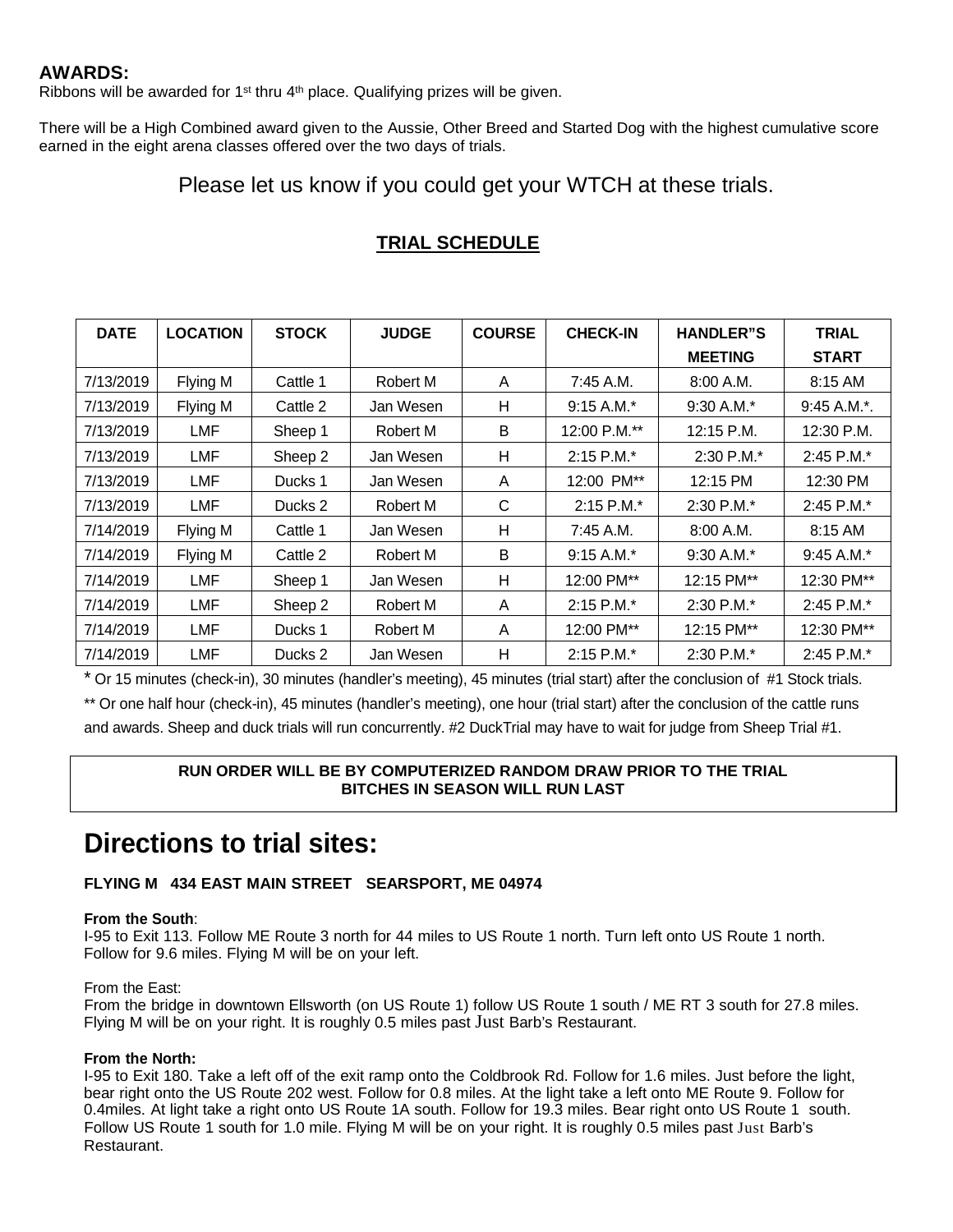## AWARDS:

Ribbons will be awarded for 1st thru 4th place. Qualifying prizes will be given.

There will be a High Combined award given to the Aussie, Other Breed and Started Dog with the highest cumulative score earned in the eight arena classes offered over the two days of trials.

Please let us know if you could get your WTCH at these trials.

## TRIAL SCHEDULE

| DATE | LOCATION | STOCK | JUDGE | COURSE | CHECK-IN | HANDLER"S MEETING | TRIAL START |
|---|---|---|---|---|---|---|---|
| 7/13/2019 | Flying M | Cattle 1 | Robert M | A | 7:45 A.M. | 8:00 A.M. | 8:15 AM |
| 7/13/2019 | Flying M | Cattle 2 | Jan Wesen | H | 9:15 A.M.* | 9:30 A.M.* | 9:45 A.M.*. |
| 7/13/2019 | LMF | Sheep 1 | Robert M | B | 12:00 P.M.** | 12:15 P.M. | 12:30 P.M. |
| 7/13/2019 | LMF | Sheep 2 | Jan Wesen | H | 2:15 P.M.* | 2:30 P.M.* | 2:45 P.M.* |
| 7/13/2019 | LMF | Ducks 1 | Jan Wesen | A | 12:00 PM** | 12:15 PM | 12:30 PM |
| 7/13/2019 | LMF | Ducks 2 | Robert M | C | 2:15 P.M.* | 2:30 P.M.* | 2:45 P.M.* |
| 7/14/2019 | Flying M | Cattle 1 | Jan Wesen | H | 7:45 A.M. | 8:00 A.M. | 8:15 AM |
| 7/14/2019 | Flying M | Cattle 2 | Robert M | B | 9:15 A.M.* | 9:30 A.M.* | 9:45 A.M.* |
| 7/14/2019 | LMF | Sheep 1 | Jan Wesen | H | 12:00 PM** | 12:15 PM** | 12:30 PM** |
| 7/14/2019 | LMF | Sheep 2 | Robert M | A | 2:15 P.M.* | 2:30 P.M.* | 2:45 P.M.* |
| 7/14/2019 | LMF | Ducks 1 | Robert M | A | 12:00 PM** | 12:15 PM** | 12:30 PM** |
| 7/14/2019 | LMF | Ducks 2 | Jan Wesen | H | 2:15 P.M.* | 2:30 P.M.* | 2:45 P.M.* |

* Or 15 minutes (check-in), 30 minutes (handler's meeting), 45 minutes (trial start) after the conclusion of #1 Stock trials.

** Or one half hour (check-in), 45 minutes (handler's meeting), one hour (trial start) after the conclusion of the cattle runs and awards. Sheep and duck trials will run concurrently. #2 DuckTrial may have to wait for judge from Sheep Trial #1.

**RUN ORDER WILL BE BY COMPUTERIZED RANDOM DRAW PRIOR TO THE TRIAL**
**BITCHES IN SEASON WILL RUN LAST**

# Directions to trial sites:

**FLYING M 434 EAST MAIN STREET SEARSPORT, ME 04974**

**From the South**:
I-95 to Exit 113. Follow ME Route 3 north for 44 miles to US Route 1 north. Turn left onto US Route 1 north. Follow for 9.6 miles. Flying M will be on your left.

From the East:
From the bridge in downtown Ellsworth (on US Route 1) follow US Route 1 south / ME RT 3 south for 27.8 miles. Flying M will be on your right. It is roughly 0.5 miles past Just Barb's Restaurant.

**From the North:**
I-95 to Exit 180. Take a left off of the exit ramp onto the Coldbrook Rd. Follow for 1.6 miles. Just before the light, bear right onto the US Route 202 west. Follow for 0.8 miles. At the light take a left onto ME Route 9. Follow for 0.4miles. At light take a right onto US Route 1A south. Follow for 19.3 miles. Bear right onto US Route 1 south. Follow US Route 1 south for 1.0 mile. Flying M will be on your right. It is roughly 0.5 miles past Just Barb's Restaurant.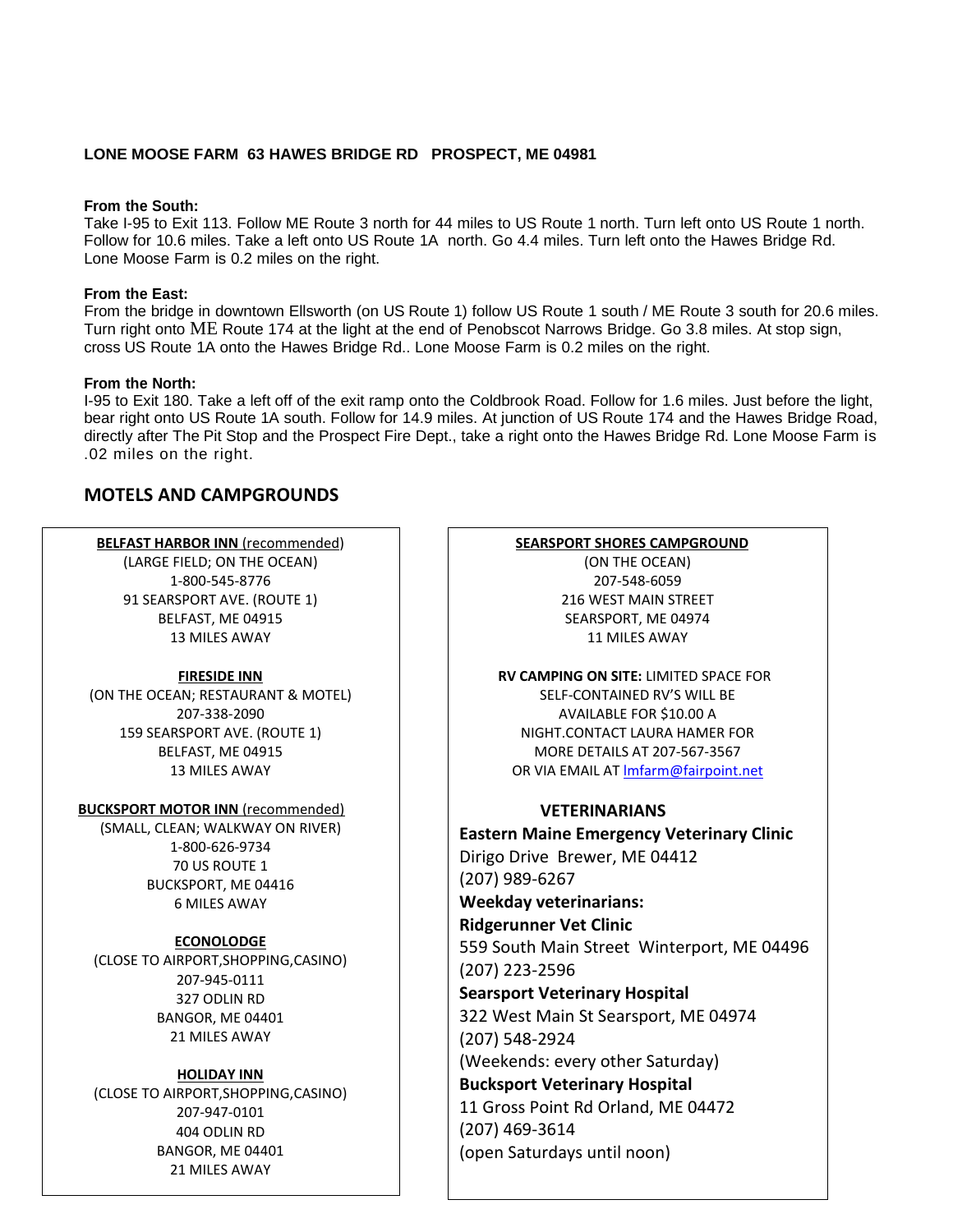**LONE MOOSE FARM 63 HAWES BRIDGE RD PROSPECT, ME 04981**

**From the South:**
Take I-95 to Exit 113. Follow ME Route 3 north for 44 miles to US Route 1 north. Turn left onto US Route 1 north. Follow for 10.6 miles. Take a left onto US Route 1A north. Go 4.4 miles. Turn left onto the Hawes Bridge Rd. Lone Moose Farm is 0.2 miles on the right.

**From the East:**
From the bridge in downtown Ellsworth (on US Route 1) follow US Route 1 south / ME Route 3 south for 20.6 miles. Turn right onto ME Route 174 at the light at the end of Penobscot Narrows Bridge. Go 3.8 miles. At stop sign, cross US Route 1A onto the Hawes Bridge Rd.. Lone Moose Farm is 0.2 miles on the right.

**From the North:**
I-95 to Exit 180. Take a left off of the exit ramp onto the Coldbrook Road. Follow for 1.6 miles. Just before the light, bear right onto US Route 1A south. Follow for 14.9 miles. At junction of US Route 174 and the Hawes Bridge Road, directly after The Pit Stop and the Prospect Fire Dept., take a right onto the Hawes Bridge Rd. Lone Moose Farm is .02 miles on the right.

## MOTELS AND CAMPGROUNDS

**BELFAST HARBOR INN** (recommended)
(LARGE FIELD; ON THE OCEAN)
1-800-545-8776
91 SEARSPORT AVE. (ROUTE 1)
BELFAST, ME 04915
13 MILES AWAY

**FIRESIDE INN**
(ON THE OCEAN; RESTAURANT & MOTEL)
207-338-2090
159 SEARSPORT AVE. (ROUTE 1)
BELFAST, ME 04915
13 MILES AWAY

**BUCKSPORT MOTOR INN** (recommended)
(SMALL, CLEAN; WALKWAY ON RIVER)
1-800-626-9734
70 US ROUTE 1
BUCKSPORT, ME 04416
6 MILES AWAY

**ECONOLODGE**
(CLOSE TO AIRPORT,SHOPPING,CASINO)
207-945-0111
327 ODLIN RD
BANGOR, ME 04401
21 MILES AWAY

**HOLIDAY INN**
(CLOSE TO AIRPORT,SHOPPING,CASINO)
207-947-0101
404 ODLIN RD
BANGOR, ME 04401
21 MILES AWAY

**SEARSPORT SHORES CAMPGROUND**
(ON THE OCEAN)
207-548-6059
216 WEST MAIN STREET
SEARSPORT, ME 04974
11 MILES AWAY

**RV CAMPING ON SITE:** LIMITED SPACE FOR SELF-CONTAINED RV'S WILL BE AVAILABLE FOR $10.00 A NIGHT.CONTACT LAURA HAMER FOR MORE DETAILS AT 207-567-3567 OR VIA EMAIL AT lmfarm@fairpoint.net

## VETERINARIANS

**Eastern Maine Emergency Veterinary Clinic**
Dirigo Drive Brewer, ME 04412
(207) 989-6267

**Weekday veterinarians:**

**Ridgerunner Vet Clinic**
559 South Main Street Winterport, ME 04496
(207) 223-2596

**Searsport Veterinary Hospital**
322 West Main St Searsport, ME 04974
(207) 548-2924
(Weekends: every other Saturday)

**Bucksport Veterinary Hospital**
11 Gross Point Rd Orland, ME 04472
(207) 469-3614
(open Saturdays until noon)